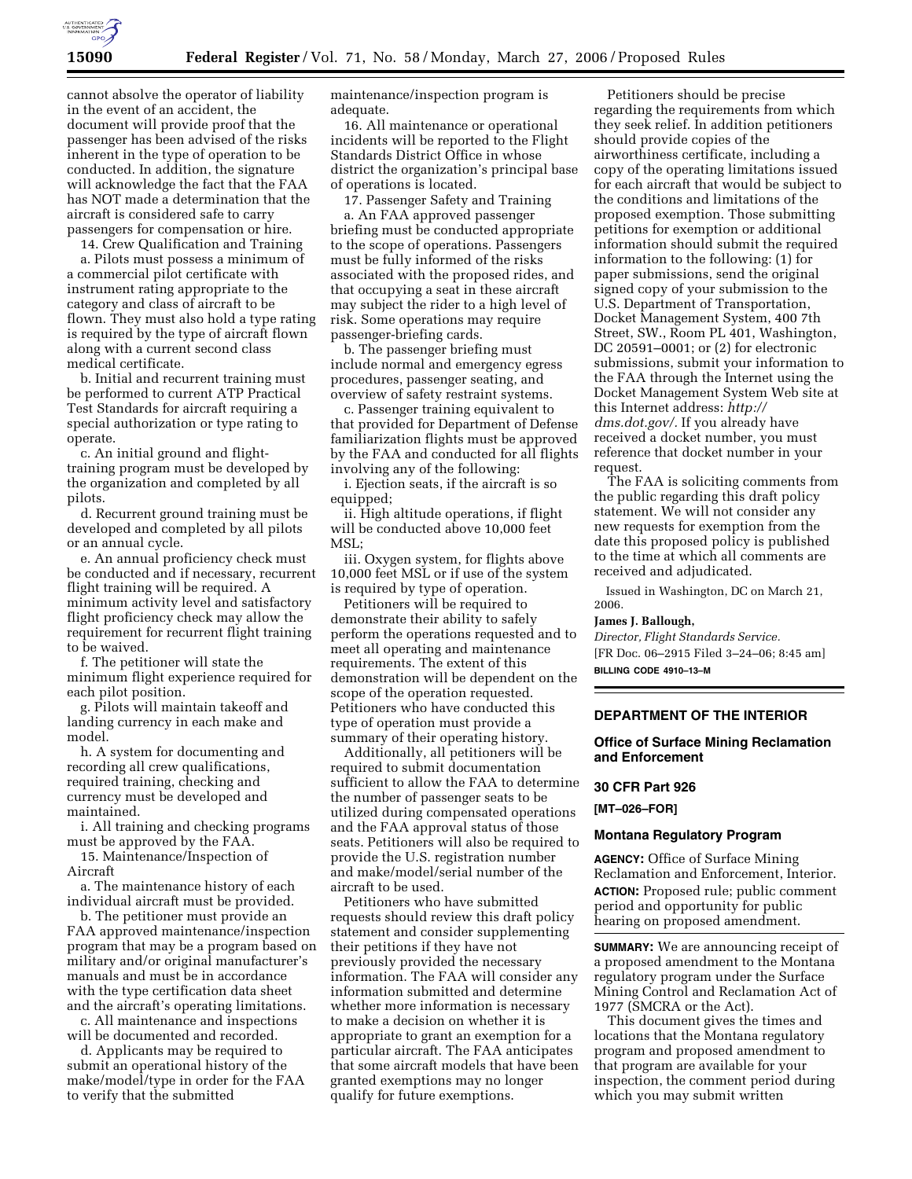cannot absolve the operator of liability in the event of an accident, the document will provide proof that the passenger has been advised of the risks inherent in the type of operation to be conducted. In addition, the signature will acknowledge the fact that the FAA has NOT made a determination that the aircraft is considered safe to carry passengers for compensation or hire.

14. Crew Qualification and Training

a. Pilots must possess a minimum of a commercial pilot certificate with instrument rating appropriate to the category and class of aircraft to be flown. They must also hold a type rating is required by the type of aircraft flown along with a current second class medical certificate.

b. Initial and recurrent training must be performed to current ATP Practical Test Standards for aircraft requiring a special authorization or type rating to operate.

c. An initial ground and flight-training program must be developed by the organization and completed by all pilots.

d. Recurrent ground training must be developed and completed by all pilots or an annual cycle.

e. An annual proficiency check must be conducted and if necessary, recurrent flight training will be required. A minimum activity level and satisfactory flight proficiency check may allow the requirement for recurrent flight training to be waived.

f. The petitioner will state the minimum flight experience required for each pilot position.

g. Pilots will maintain takeoff and landing currency in each make and model.

h. A system for documenting and recording all crew qualifications, required training, checking and currency must be developed and maintained.

i. All training and checking programs must be approved by the FAA.

15. Maintenance/Inspection of Aircraft

a. The maintenance history of each individual aircraft must be provided.

b. The petitioner must provide an FAA approved maintenance/inspection program that may be a program based on military and/or original manufacturer's manuals and must be in accordance with the type certification data sheet and the aircraft's operating limitations.

c. All maintenance and inspections will be documented and recorded.

d. Applicants may be required to submit an operational history of the make/model/type in order for the FAA to verify that the submitted maintenance/inspection program is adequate.

16. All maintenance or operational incidents will be reported to the Flight Standards District Office in whose district the organization's principal base of operations is located.

17. Passenger Safety and Training

a. An FAA approved passenger briefing must be conducted appropriate to the scope of operations. Passengers must be fully informed of the risks associated with the proposed rides, and that occupying a seat in these aircraft may subject the rider to a high level of risk. Some operations may require passenger-briefing cards.

b. The passenger briefing must include normal and emergency egress procedures, passenger seating, and overview of safety restraint systems.

c. Passenger training equivalent to that provided for Department of Defense familiarization flights must be approved by the FAA and conducted for all flights involving any of the following:

i. Ejection seats, if the aircraft is so equipped;

ii. High altitude operations, if flight will be conducted above 10,000 feet MSL;

iii. Oxygen system, for flights above 10,000 feet MSL or if use of the system is required by type of operation.

Petitioners will be required to demonstrate their ability to safely perform the operations requested and to meet all operating and maintenance requirements. The extent of this demonstration will be dependent on the scope of the operation requested. Petitioners who have conducted this type of operation must provide a summary of their operating history.

Additionally, all petitioners will be required to submit documentation sufficient to allow the FAA to determine the number of passenger seats to be utilized during compensated operations and the FAA approval status of those seats. Petitioners will also be required to provide the U.S. registration number and make/model/serial number of the aircraft to be used.

Petitioners who have submitted requests should review this draft policy statement and consider supplementing their petitions if they have not previously provided the necessary information. The FAA will consider any information submitted and determine whether more information is necessary to make a decision on whether it is appropriate to grant an exemption for a particular aircraft. The FAA anticipates that some aircraft models that have been granted exemptions may no longer qualify for future exemptions.

Petitioners should be precise regarding the requirements from which they seek relief. In addition petitioners should provide copies of the airworthiness certificate, including a copy of the operating limitations issued for each aircraft that would be subject to the conditions and limitations of the proposed exemption. Those submitting petitions for exemption or additional information should submit the required information to the following: (1) for paper submissions, send the original signed copy of your submission to the U.S. Department of Transportation, Docket Management System, 400 7th Street, SW., Room PL 401, Washington, DC 20591–0001; or (2) for electronic submissions, submit your information to the FAA through the Internet using the Docket Management System Web site at this Internet address: *http://dms.dot.gov/*. If you already have received a docket number, you must reference that docket number in your request.

The FAA is soliciting comments from the public regarding this draft policy statement. We will not consider any new requests for exemption from the date this proposed policy is published to the time at which all comments are received and adjudicated.

Issued in Washington, DC on March 21, 2006.

**James J. Ballough,**

*Director, Flight Standards Service.*

[FR Doc. 06–2915 Filed 3–24–06; 8:45 am]

**BILLING CODE 4910–13–M**

---

## DEPARTMENT OF THE INTERIOR

### Office of Surface Mining Reclamation and Enforcement

### 30 CFR Part 926

**[MT–026–FOR]**

### Montana Regulatory Program

**AGENCY:** Office of Surface Mining Reclamation and Enforcement, Interior.

**ACTION:** Proposed rule; public comment period and opportunity for public hearing on proposed amendment.

**SUMMARY:** We are announcing receipt of a proposed amendment to the Montana regulatory program under the Surface Mining Control and Reclamation Act of 1977 (SMCRA or the Act).

This document gives the times and locations that the Montana regulatory program and proposed amendment to that program are available for your inspection, the comment period during which you may submit written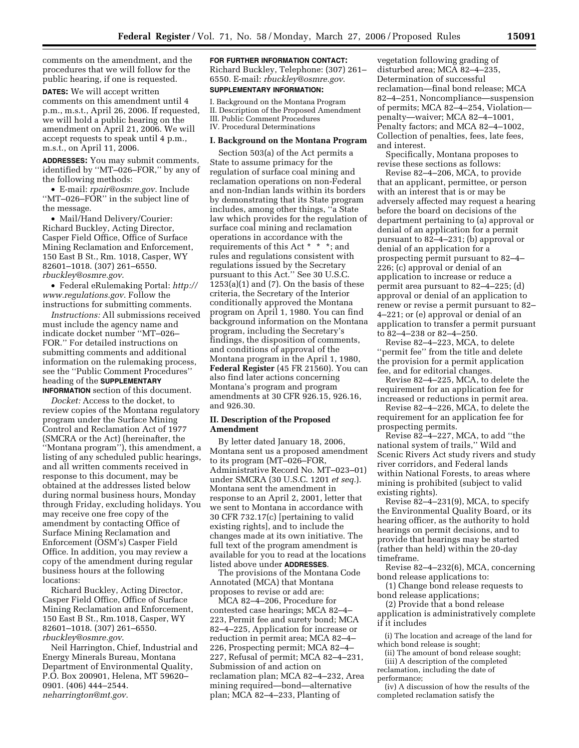comments on the amendment, and the procedures that we will follow for the public hearing, if one is requested.

**DATES:** We will accept written comments on this amendment until 4 p.m., m.s.t., April 26, 2006. If requested, we will hold a public hearing on the amendment on April 21, 2006. We will accept requests to speak until 4 p.m., m.s.t., on April 11, 2006.

**ADDRESSES:** You may submit comments, identified by "MT–026–FOR," by any of the following methods:

- E-mail: *rpair@osmre.gov*. Include "MT–026–FOR" in the subject line of the message.
- Mail/Hand Delivery/Courier: Richard Buckley, Acting Director, Casper Field Office, Office of Surface Mining Reclamation and Enforcement, 150 East B St., Rm. 1018, Casper, WY 82601–1018. (307) 261–6550. *rbuckley@osmre.gov*.
- Federal eRulemaking Portal: *http://www.regulations.gov*. Follow the instructions for submitting comments.

*Instructions:* All submissions received must include the agency name and indicate docket number "MT–026–FOR." For detailed instructions on submitting comments and additional information on the rulemaking process, see the "Public Comment Procedures" heading of the **SUPPLEMENTARY INFORMATION** section of this document.

*Docket:* Access to the docket, to review copies of the Montana regulatory program under the Surface Mining Control and Reclamation Act of 1977 (SMCRA or the Act) (hereinafter, the "Montana program"), this amendment, a listing of any scheduled public hearings, and all written comments received in response to this document, may be obtained at the addresses listed below during normal business hours, Monday through Friday, excluding holidays. You may receive one free copy of the amendment by contacting Office of Surface Mining Reclamation and Enforcement (OSM's) Casper Field Office. In addition, you may review a copy of the amendment during regular business hours at the following locations:

Richard Buckley, Acting Director, Casper Field Office, Office of Surface Mining Reclamation and Enforcement, 150 East B St., Rm.1018, Casper, WY 82601–1018. (307) 261–6550. *rbuckley@osmre.gov*.

Neil Harrington, Chief, Industrial and Energy Minerals Bureau, Montana Department of Environmental Quality, P.O. Box 200901, Helena, MT 59620–0901. (406) 444–2544. *neharrington@mt.gov*.

**FOR FURTHER INFORMATION CONTACT:** Richard Buckley, Telephone: (307) 261–6550. E-mail: *rbuckley@osmre.gov*.

**SUPPLEMENTARY INFORMATION:**

I. Background on the Montana Program
II. Description of the Proposed Amendment
III. Public Comment Procedures
IV. Procedural Determinations

## I. Background on the Montana Program

Section 503(a) of the Act permits a State to assume primacy for the regulation of surface coal mining and reclamation operations on non-Federal and non-Indian lands within its borders by demonstrating that its State program includes, among other things, "a State law which provides for the regulation of surface coal mining and reclamation operations in accordance with the requirements of this Act * * *; and rules and regulations consistent with regulations issued by the Secretary pursuant to this Act." See 30 U.S.C. 1253(a)(1) and (7). On the basis of these criteria, the Secretary of the Interior conditionally approved the Montana program on April 1, 1980. You can find background information on the Montana program, including the Secretary's findings, the disposition of comments, and conditions of approval of the Montana program in the April 1, 1980, **Federal Register** (45 FR 21560). You can also find later actions concerning Montana's program and program amendments at 30 CFR 926.15, 926.16, and 926.30.

## II. Description of the Proposed Amendment

By letter dated January 18, 2006, Montana sent us a proposed amendment to its program (MT–026–FOR, Administrative Record No. MT–023–01) under SMCRA (30 U.S.C. 1201 *et seq.*). Montana sent the amendment in response to an April 2, 2001, letter that we sent to Montana in accordance with 30 CFR 732.17(c) [pertaining to valid existing rights], and to include the changes made at its own initiative. The full text of the program amendment is available for you to read at the locations listed above under **ADDRESSES**.

The provisions of the Montana Code Annotated (MCA) that Montana proposes to revise or add are:

MCA 82–4–206, Procedure for contested case hearings; MCA 82–4–223, Permit fee and surety bond; MCA 82–4–225, Application for increase or reduction in permit area; MCA 82–4–226, Prospecting permit; MCA 82–4–227, Refusal of permit; MCA 82–4–231, Submission of and action on reclamation plan; MCA 82–4–232, Area mining required—bond—alternative plan; MCA 82–4–233, Planting of vegetation following grading of disturbed area; MCA 82–4–235, Determination of successful reclamation—final bond release; MCA 82–4–251, Noncompliance—suspension of permits; MCA 82–4–254, Violation—penalty—waiver; MCA 82–4–1001, Penalty factors; and MCA 82–4–1002, Collection of penalties, fees, late fees, and interest.

Specifically, Montana proposes to revise these sections as follows:

Revise 82–4–206, MCA, to provide that an applicant, permittee, or person with an interest that is or may be adversely affected may request a hearing before the board on decisions of the department pertaining to (a) approval or denial of an application for a permit pursuant to 82–4–231; (b) approval or denial of an application for a prospecting permit pursuant to 82–4–226; (c) approval or denial of an application to increase or reduce a permit area pursuant to 82–4–225; (d) approval or denial of an application to renew or revise a permit pursuant to 82–4–221; or (e) approval or denial of an application to transfer a permit pursuant to 82–4–238 or 82–4–250.

Revise 82–4–223, MCA, to delete "permit fee" from the title and delete the provision for a permit application fee, and for editorial changes.

Revise 82–4–225, MCA, to delete the requirement for an application fee for increased or reductions in permit area.

Revise 82–4–226, MCA, to delete the requirement for an application fee for prospecting permits.

Revise 82–4–227, MCA, to add "the national system of trails," Wild and Scenic Rivers Act study rivers and study river corridors, and Federal lands within National Forests, to areas where mining is prohibited (subject to valid existing rights).

Revise 82–4–231(9), MCA, to specify the Environmental Quality Board, or its hearing officer, as the authority to hold hearings on permit decisions, and to provide that hearings may be started (rather than held) within the 20-day timeframe.

Revise 82–4–232(6), MCA, concerning bond release applications to:

(1) Change bond release requests to bond release applications;

(2) Provide that a bond release application is administratively complete if it includes

(i) The location and acreage of the land for which bond release is sought;

(ii) The amount of bond release sought;

(iii) A description of the completed reclamation, including the date of performance;

(iv) A discussion of how the results of the completed reclamation satisfy the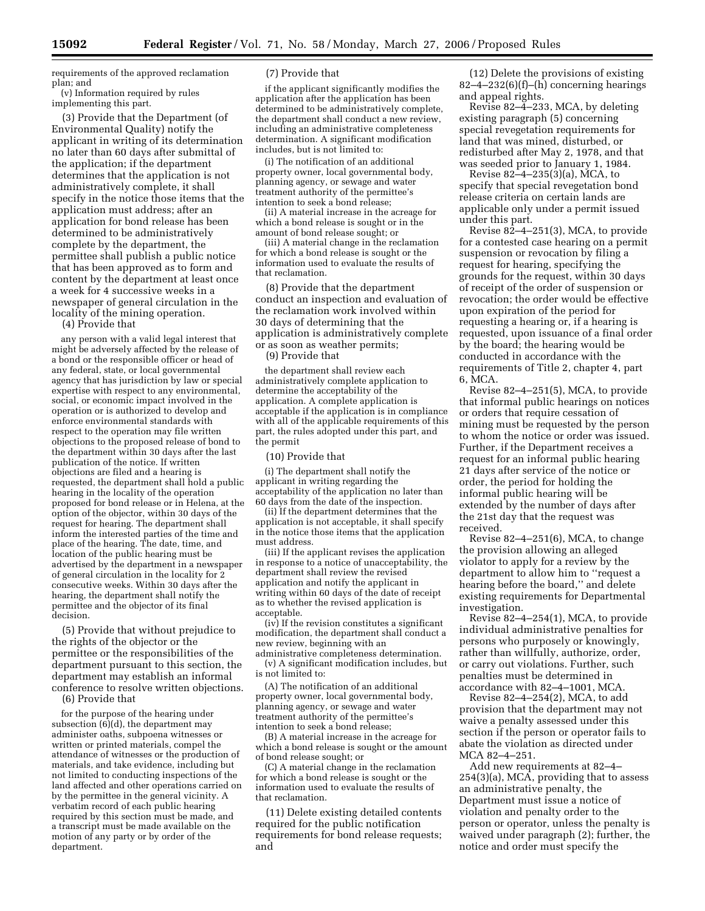requirements of the approved reclamation plan; and

(v) Information required by rules implementing this part.

(3) Provide that the Department (of Environmental Quality) notify the applicant in writing of its determination no later than 60 days after submittal of the application; if the department determines that the application is not administratively complete, it shall specify in the notice those items that the application must address; after an application for bond release has been determined to be administratively complete by the department, the permittee shall publish a public notice that has been approved as to form and content by the department at least once a week for 4 successive weeks in a newspaper of general circulation in the locality of the mining operation.

(4) Provide that

any person with a valid legal interest that might be adversely affected by the release of a bond or the responsible officer or head of any federal, state, or local governmental agency that has jurisdiction by law or special expertise with respect to any environmental, social, or economic impact involved in the operation or is authorized to develop and enforce environmental standards with respect to the operation may file written objections to the proposed release of bond to the department within 30 days after the last publication of the notice. If written objections are filed and a hearing is requested, the department shall hold a public hearing in the locality of the operation proposed for bond release or in Helena, at the option of the objector, within 30 days of the request for hearing. The department shall inform the interested parties of the time and place of the hearing. The date, time, and location of the public hearing must be advertised by the department in a newspaper of general circulation in the locality for 2 consecutive weeks. Within 30 days after the hearing, the department shall notify the permittee and the objector of its final decision.

(5) Provide that without prejudice to the rights of the objector or the permittee or the responsibilities of the department pursuant to this section, the department may establish an informal conference to resolve written objections.

(6) Provide that

for the purpose of the hearing under subsection (6)(d), the department may administer oaths, subpoena witnesses or written or printed materials, compel the attendance of witnesses or the production of materials, and take evidence, including but not limited to conducting inspections of the land affected and other operations carried on by the permittee in the general vicinity. A verbatim record of each public hearing required by this section must be made, and a transcript must be made available on the motion of any party or by order of the department.

(7) Provide that

if the applicant significantly modifies the application after the application has been determined to be administratively complete, the department shall conduct a new review, including an administrative completeness determination. A significant modification includes, but is not limited to:

(i) The notification of an additional property owner, local governmental body, planning agency, or sewage and water treatment authority of the permittee's intention to seek a bond release;

(ii) A material increase in the acreage for which a bond release is sought or in the amount of bond release sought; or

(iii) A material change in the reclamation for which a bond release is sought or the information used to evaluate the results of that reclamation.

(8) Provide that the department conduct an inspection and evaluation of the reclamation work involved within 30 days of determining that the application is administratively complete or as soon as weather permits;

(9) Provide that

the department shall review each administratively complete application to determine the acceptability of the application. A complete application is acceptable if the application is in compliance with all of the applicable requirements of this part, the rules adopted under this part, and the permit

(10) Provide that

(i) The department shall notify the applicant in writing regarding the acceptability of the application no later than 60 days from the date of the inspection.

(ii) If the department determines that the application is not acceptable, it shall specify in the notice those items that the application must address.

(iii) If the applicant revises the application in response to a notice of unacceptability, the department shall review the revised application and notify the applicant in writing within 60 days of the date of receipt as to whether the revised application is acceptable.

(iv) If the revision constitutes a significant modification, the department shall conduct a new review, beginning with an administrative completeness determination.

(v) A significant modification includes, but is not limited to:

(A) The notification of an additional property owner, local governmental body, planning agency, or sewage and water treatment authority of the permittee's intention to seek a bond release;

(B) A material increase in the acreage for which a bond release is sought or the amount of bond release sought; or

(C) A material change in the reclamation for which a bond release is sought or the information used to evaluate the results of that reclamation.

(11) Delete existing detailed contents required for the public notification requirements for bond release requests; and

(12) Delete the provisions of existing 82–4–232(6)(f)–(h) concerning hearings and appeal rights.

Revise 82–4–233, MCA, by deleting existing paragraph (5) concerning special revegetation requirements for land that was mined, disturbed, or redisturbed after May 2, 1978, and that was seeded prior to January 1, 1984.

Revise 82–4–235(3)(a), MCA, to specify that special revegetation bond release criteria on certain lands are applicable only under a permit issued under this part.

Revise 82–4–251(3), MCA, to provide for a contested case hearing on a permit suspension or revocation by filing a request for hearing, specifying the grounds for the request, within 30 days of receipt of the order of suspension or revocation; the order would be effective upon expiration of the period for requesting a hearing or, if a hearing is requested, upon issuance of a final order by the board; the hearing would be conducted in accordance with the requirements of Title 2, chapter 4, part 6, MCA.

Revise 82–4–251(5), MCA, to provide that informal public hearings on notices or orders that require cessation of mining must be requested by the person to whom the notice or order was issued. Further, if the Department receives a request for an informal public hearing 21 days after service of the notice or order, the period for holding the informal public hearing will be extended by the number of days after the 21st day that the request was received.

Revise 82–4–251(6), MCA, to change the provision allowing an alleged violator to apply for a review by the department to allow him to "request a hearing before the board," and delete existing requirements for Departmental investigation.

Revise 82–4–254(1), MCA, to provide individual administrative penalties for persons who purposely or knowingly, rather than willfully, authorize, order, or carry out violations. Further, such penalties must be determined in accordance with 82–4–1001, MCA.

Revise 82–4–254(2), MCA, to add provision that the department may not waive a penalty assessed under this section if the person or operator fails to abate the violation as directed under MCA 82–4–251.

Add new requirements at 82–4–254(3)(a), MCA, providing that to assess an administrative penalty, the Department must issue a notice of violation and penalty order to the person or operator, unless the penalty is waived under paragraph (2); further, the notice and order must specify the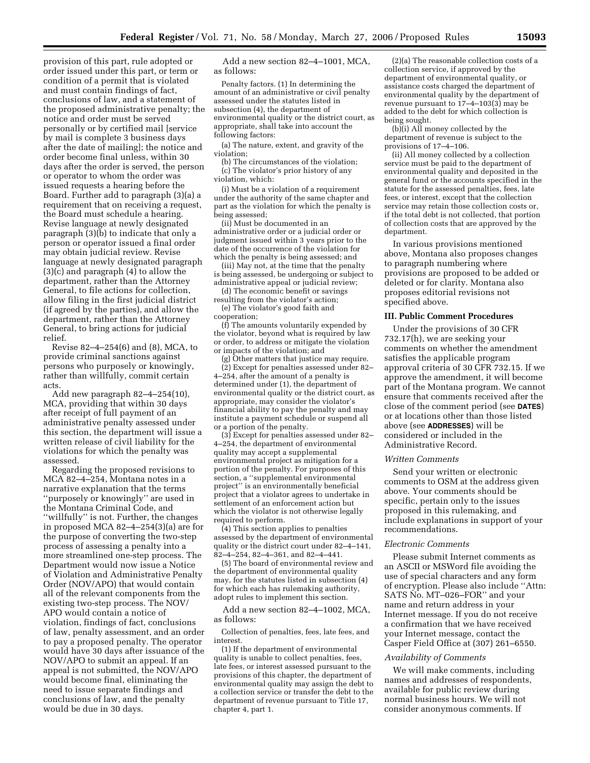provision of this part, rule adopted or order issued under this part, or term or condition of a permit that is violated and must contain findings of fact, conclusions of law, and a statement of the proposed administrative penalty; the notice and order must be served personally or by certified mail [service by mail is complete 3 business days after the date of mailing]; the notice and order become final unless, within 30 days after the order is served, the person or operator to whom the order was issued requests a hearing before the Board. Further add to paragraph (3)(a) a requirement that on receiving a request, the Board must schedule a hearing. Revise language at newly designated paragraph (3)(b) to indicate that only a person or operator issued a final order may obtain judicial review. Revise language at newly designated paragraph (3)(c) and paragraph (4) to allow the department, rather than the Attorney General, to file actions for collection, allow filing in the first judicial district (if agreed by the parties), and allow the department, rather than the Attorney General, to bring actions for judicial relief.

Revise 82–4–254(6) and (8), MCA, to provide criminal sanctions against persons who purposely or knowingly, rather than willfully, commit certain acts.

Add new paragraph 82–4–254(10), MCA, providing that within 30 days after receipt of full payment of an administrative penalty assessed under this section, the department will issue a written release of civil liability for the violations for which the penalty was assessed.

Regarding the proposed revisions to MCA 82–4–254, Montana notes in a narrative explanation that the terms "purposely or knowingly" are used in the Montana Criminal Code, and "willfully" is not. Further, the changes in proposed MCA 82–4–254(3)(a) are for the purpose of converting the two-step process of assessing a penalty into a more streamlined one-step process. The Department would now issue a Notice of Violation and Administrative Penalty Order (NOV/APO) that would contain all of the relevant components from the existing two-step process. The NOV/APO would contain a notice of violation, findings of fact, conclusions of law, penalty assessment, and an order to pay a proposed penalty. The operator would have 30 days after issuance of the NOV/APO to submit an appeal. If an appeal is not submitted, the NOV/APO would become final, eliminating the need to issue separate findings and conclusions of law, and the penalty would be due in 30 days.

Add a new section 82–4–1001, MCA, as follows:

Penalty factors. (1) In determining the amount of an administrative or civil penalty assessed under the statutes listed in subsection (4), the department of environmental quality or the district court, as appropriate, shall take into account the following factors:

(a) The nature, extent, and gravity of the violation;

(b) The circumstances of the violation;

(c) The violator's prior history of any violation, which:

(i) Must be a violation of a requirement under the authority of the same chapter and part as the violation for which the penalty is being assessed;

(ii) Must be documented in an administrative order or a judicial order or judgment issued within 3 years prior to the date of the occurrence of the violation for which the penalty is being assessed; and

(iii) May not, at the time that the penalty is being assessed, be undergoing or subject to administrative appeal or judicial review;

(d) The economic benefit or savings resulting from the violator's action;

(e) The violator's good faith and cooperation;

(f) The amounts voluntarily expended by the violator, beyond what is required by law or order, to address or mitigate the violation or impacts of the violation; and

(g) Other matters that justice may require.

(2) Except for penalties assessed under 82–4–254, after the amount of a penalty is determined under (1), the department of environmental quality or the district court, as appropriate, may consider the violator's financial ability to pay the penalty and may institute a payment schedule or suspend all or a portion of the penalty.

(3) Except for penalties assessed under 82–4–254, the department of environmental quality may accept a supplemental environmental project as mitigation for a portion of the penalty. For purposes of this section, a "supplemental environmental project" is an environmentally beneficial project that a violator agrees to undertake in settlement of an enforcement action but which the violator is not otherwise legally required to perform.

(4) This section applies to penalties assessed by the department of environmental quality or the district court under 82–4–141, 82–4–254, 82–4–361, and 82–4–441.

(5) The board of environmental review and the department of environmental quality may, for the statutes listed in subsection (4) for which each has rulemaking authority, adopt rules to implement this section.

Add a new section 82–4–1002, MCA, as follows:

Collection of penalties, fees, late fees, and interest.

(1) If the department of environmental quality is unable to collect penalties, fees, late fees, or interest assessed pursuant to the provisions of this chapter, the department of environmental quality may assign the debt to a collection service or transfer the debt to the department of revenue pursuant to Title 17, chapter 4, part 1.

(2)(a) The reasonable collection costs of a collection service, if approved by the department of environmental quality, or assistance costs charged the department of environmental quality by the department of revenue pursuant to 17–4–103(3) may be added to the debt for which collection is being sought.

(b)(i) All money collected by the department of revenue is subject to the provisions of 17–4–106.

(ii) All money collected by a collection service must be paid to the department of environmental quality and deposited in the general fund or the accounts specified in the statute for the assessed penalties, fees, late fees, or interest, except that the collection service may retain those collection costs or, if the total debt is not collected, that portion of collection costs that are approved by the department.

In various provisions mentioned above, Montana also proposes changes to paragraph numbering where provisions are proposed to be added or deleted or for clarity. Montana also proposes editorial revisions not specified above.

## III. Public Comment Procedures

Under the provisions of 30 CFR 732.17(h), we are seeking your comments on whether the amendment satisfies the applicable program approval criteria of 30 CFR 732.15. If we approve the amendment, it will become part of the Montana program. We cannot ensure that comments received after the close of the comment period (see **DATES**) or at locations other than those listed above (see **ADDRESSES**) will be considered or included in the Administrative Record.

### *Written Comments*

Send your written or electronic comments to OSM at the address given above. Your comments should be specific, pertain only to the issues proposed in this rulemaking, and include explanations in support of your recommendations.

### *Electronic Comments*

Please submit Internet comments as an ASCII or MSWord file avoiding the use of special characters and any form of encryption. Please also include "Attn: SATS No. MT–026–FOR" and your name and return address in your Internet message. If you do not receive a confirmation that we have received your Internet message, contact the Casper Field Office at (307) 261–6550.

### *Availability of Comments*

We will make comments, including names and addresses of respondents, available for public review during normal business hours. We will not consider anonymous comments. If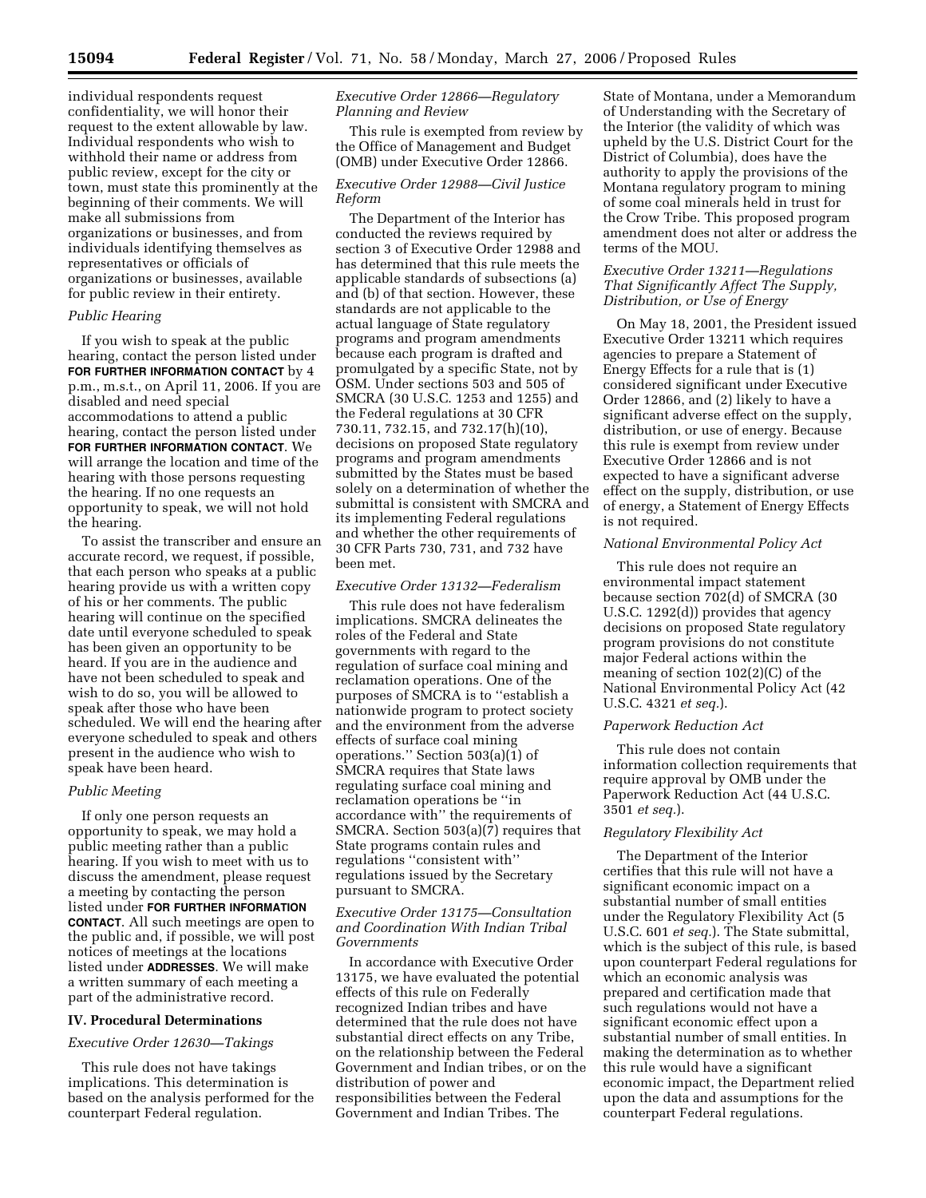individual respondents request confidentiality, we will honor their request to the extent allowable by law. Individual respondents who wish to withhold their name or address from public review, except for the city or town, must state this prominently at the beginning of their comments. We will make all submissions from organizations or businesses, and from individuals identifying themselves as representatives or officials of organizations or businesses, available for public review in their entirety.

*Public Hearing*

If you wish to speak at the public hearing, contact the person listed under **FOR FURTHER INFORMATION CONTACT** by 4 p.m., m.s.t., on April 11, 2006. If you are disabled and need special accommodations to attend a public hearing, contact the person listed under **FOR FURTHER INFORMATION CONTACT**. We will arrange the location and time of the hearing with those persons requesting the hearing. If no one requests an opportunity to speak, we will not hold the hearing.

To assist the transcriber and ensure an accurate record, we request, if possible, that each person who speaks at a public hearing provide us with a written copy of his or her comments. The public hearing will continue on the specified date until everyone scheduled to speak has been given an opportunity to be heard. If you are in the audience and have not been scheduled to speak and wish to do so, you will be allowed to speak after those who have been scheduled. We will end the hearing after everyone scheduled to speak and others present in the audience who wish to speak have been heard.

*Public Meeting*

If only one person requests an opportunity to speak, we may hold a public meeting rather than a public hearing. If you wish to meet with us to discuss the amendment, please request a meeting by contacting the person listed under **FOR FURTHER INFORMATION CONTACT**. All such meetings are open to the public and, if possible, we will post notices of meetings at the locations listed under **ADDRESSES**. We will make a written summary of each meeting a part of the administrative record.

## IV. Procedural Determinations

*Executive Order 12630—Takings*

This rule does not have takings implications. This determination is based on the analysis performed for the counterpart Federal regulation.

*Executive Order 12866—Regulatory Planning and Review*

This rule is exempted from review by the Office of Management and Budget (OMB) under Executive Order 12866.

*Executive Order 12988—Civil Justice Reform*

The Department of the Interior has conducted the reviews required by section 3 of Executive Order 12988 and has determined that this rule meets the applicable standards of subsections (a) and (b) of that section. However, these standards are not applicable to the actual language of State regulatory programs and program amendments because each program is drafted and promulgated by a specific State, not by OSM. Under sections 503 and 505 of SMCRA (30 U.S.C. 1253 and 1255) and the Federal regulations at 30 CFR 730.11, 732.15, and 732.17(h)(10), decisions on proposed State regulatory programs and program amendments submitted by the States must be based solely on a determination of whether the submittal is consistent with SMCRA and its implementing Federal regulations and whether the other requirements of 30 CFR Parts 730, 731, and 732 have been met.

*Executive Order 13132—Federalism*

This rule does not have federalism implications. SMCRA delineates the roles of the Federal and State governments with regard to the regulation of surface coal mining and reclamation operations. One of the purposes of SMCRA is to "establish a nationwide program to protect society and the environment from the adverse effects of surface coal mining operations." Section 503(a)(1) of SMCRA requires that State laws regulating surface coal mining and reclamation operations be "in accordance with" the requirements of SMCRA. Section 503(a)(7) requires that State programs contain rules and regulations "consistent with" regulations issued by the Secretary pursuant to SMCRA.

*Executive Order 13175—Consultation and Coordination With Indian Tribal Governments*

In accordance with Executive Order 13175, we have evaluated the potential effects of this rule on Federally recognized Indian tribes and have determined that the rule does not have substantial direct effects on any Tribe, on the relationship between the Federal Government and Indian tribes, or on the distribution of power and responsibilities between the Federal Government and Indian Tribes. The State of Montana, under a Memorandum of Understanding with the Secretary of the Interior (the validity of which was upheld by the U.S. District Court for the District of Columbia), does have the authority to apply the provisions of the Montana regulatory program to mining of some coal minerals held in trust for the Crow Tribe. This proposed program amendment does not alter or address the terms of the MOU.

*Executive Order 13211—Regulations That Significantly Affect The Supply, Distribution, or Use of Energy*

On May 18, 2001, the President issued Executive Order 13211 which requires agencies to prepare a Statement of Energy Effects for a rule that is (1) considered significant under Executive Order 12866, and (2) likely to have a significant adverse effect on the supply, distribution, or use of energy. Because this rule is exempt from review under Executive Order 12866 and is not expected to have a significant adverse effect on the supply, distribution, or use of energy, a Statement of Energy Effects is not required.

*National Environmental Policy Act*

This rule does not require an environmental impact statement because section 702(d) of SMCRA (30 U.S.C. 1292(d)) provides that agency decisions on proposed State regulatory program provisions do not constitute major Federal actions within the meaning of section 102(2)(C) of the National Environmental Policy Act (42 U.S.C. 4321 *et seq.*).

*Paperwork Reduction Act*

This rule does not contain information collection requirements that require approval by OMB under the Paperwork Reduction Act (44 U.S.C. 3501 *et seq.*).

*Regulatory Flexibility Act*

The Department of the Interior certifies that this rule will not have a significant economic impact on a substantial number of small entities under the Regulatory Flexibility Act (5 U.S.C. 601 *et seq.*). The State submittal, which is the subject of this rule, is based upon counterpart Federal regulations for which an economic analysis was prepared and certification made that such regulations would not have a significant economic effect upon a substantial number of small entities. In making the determination as to whether this rule would have a significant economic impact, the Department relied upon the data and assumptions for the counterpart Federal regulations.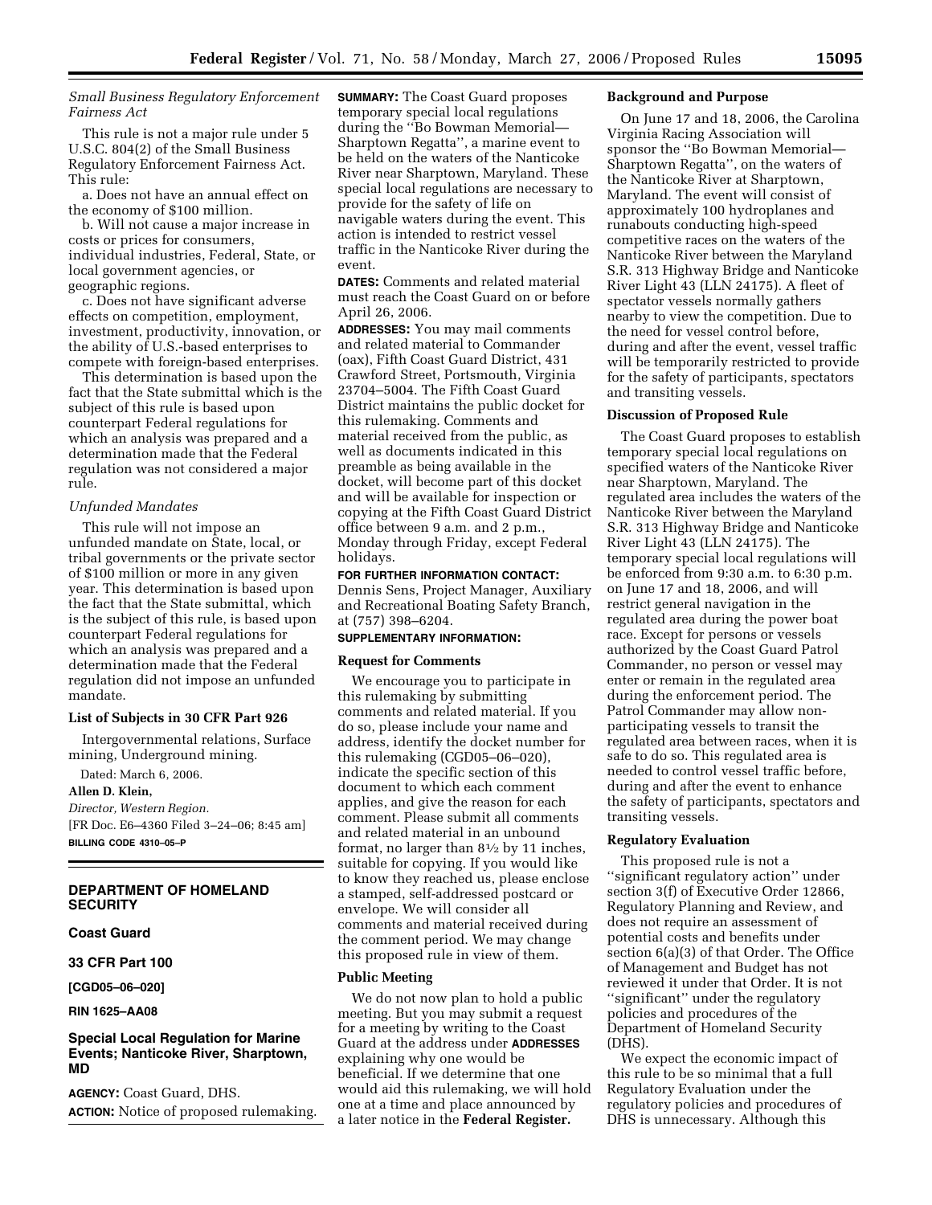*Small Business Regulatory Enforcement Fairness Act*

This rule is not a major rule under 5 U.S.C. 804(2) of the Small Business Regulatory Enforcement Fairness Act. This rule:

a. Does not have an annual effect on the economy of $100 million.

b. Will not cause a major increase in costs or prices for consumers, individual industries, Federal, State, or local government agencies, or geographic regions.

c. Does not have significant adverse effects on competition, employment, investment, productivity, innovation, or the ability of U.S.-based enterprises to compete with foreign-based enterprises.

This determination is based upon the fact that the State submittal which is the subject of this rule is based upon counterpart Federal regulations for which an analysis was prepared and a determination made that the Federal regulation was not considered a major rule.

*Unfunded Mandates*

This rule will not impose an unfunded mandate on State, local, or tribal governments or the private sector of $100 million or more in any given year. This determination is based upon the fact that the State submittal, which is the subject of this rule, is based upon counterpart Federal regulations for which an analysis was prepared and a determination made that the Federal regulation did not impose an unfunded mandate.

**List of Subjects in 30 CFR Part 926**

Intergovernmental relations, Surface mining, Underground mining.

Dated: March 6, 2006.

**Allen D. Klein,**

*Director, Western Region.*

[FR Doc. E6–4360 Filed 3–24–06; 8:45 am]

**BILLING CODE 4310–05–P**

## DEPARTMENT OF HOMELAND SECURITY

### Coast Guard

### 33 CFR Part 100

**[CGD05–06–020]**

**RIN 1625–AA08**

### Special Local Regulation for Marine Events; Nanticoke River, Sharptown, MD

**AGENCY:** Coast Guard, DHS.

**ACTION:** Notice of proposed rulemaking.

**SUMMARY:** The Coast Guard proposes temporary special local regulations during the ''Bo Bowman Memorial—Sharptown Regatta'', a marine event to be held on the waters of the Nanticoke River near Sharptown, Maryland. These special local regulations are necessary to provide for the safety of life on navigable waters during the event. This action is intended to restrict vessel traffic in the Nanticoke River during the event.

**DATES:** Comments and related material must reach the Coast Guard on or before April 26, 2006.

**ADDRESSES:** You may mail comments and related material to Commander (oax), Fifth Coast Guard District, 431 Crawford Street, Portsmouth, Virginia 23704–5004. The Fifth Coast Guard District maintains the public docket for this rulemaking. Comments and material received from the public, as well as documents indicated in this preamble as being available in the docket, will become part of this docket and will be available for inspection or copying at the Fifth Coast Guard District office between 9 a.m. and 2 p.m., Monday through Friday, except Federal holidays.

**FOR FURTHER INFORMATION CONTACT:** Dennis Sens, Project Manager, Auxiliary and Recreational Boating Safety Branch, at (757) 398–6204.

**SUPPLEMENTARY INFORMATION:**

**Request for Comments**

We encourage you to participate in this rulemaking by submitting comments and related material. If you do so, please include your name and address, identify the docket number for this rulemaking (CGD05–06–020), indicate the specific section of this document to which each comment applies, and give the reason for each comment. Please submit all comments and related material in an unbound format, no larger than 8½ by 11 inches, suitable for copying. If you would like to know they reached us, please enclose a stamped, self-addressed postcard or envelope. We will consider all comments and material received during the comment period. We may change this proposed rule in view of them.

**Public Meeting**

We do not now plan to hold a public meeting. But you may submit a request for a meeting by writing to the Coast Guard at the address under **ADDRESSES** explaining why one would be beneficial. If we determine that one would aid this rulemaking, we will hold one at a time and place announced by a later notice in the **Federal Register.**

**Background and Purpose**

On June 17 and 18, 2006, the Carolina Virginia Racing Association will sponsor the ''Bo Bowman Memorial—Sharptown Regatta'', on the waters of the Nanticoke River at Sharptown, Maryland. The event will consist of approximately 100 hydroplanes and runabouts conducting high-speed competitive races on the waters of the Nanticoke River between the Maryland S.R. 313 Highway Bridge and Nanticoke River Light 43 (LLN 24175). A fleet of spectator vessels normally gathers nearby to view the competition. Due to the need for vessel control before, during and after the event, vessel traffic will be temporarily restricted to provide for the safety of participants, spectators and transiting vessels.

**Discussion of Proposed Rule**

The Coast Guard proposes to establish temporary special local regulations on specified waters of the Nanticoke River near Sharptown, Maryland. The regulated area includes the waters of the Nanticoke River between the Maryland S.R. 313 Highway Bridge and Nanticoke River Light 43 (LLN 24175). The temporary special local regulations will be enforced from 9:30 a.m. to 6:30 p.m. on June 17 and 18, 2006, and will restrict general navigation in the regulated area during the power boat race. Except for persons or vessels authorized by the Coast Guard Patrol Commander, no person or vessel may enter or remain in the regulated area during the enforcement period. The Patrol Commander may allow non-participating vessels to transit the regulated area between races, when it is safe to do so. This regulated area is needed to control vessel traffic before, during and after the event to enhance the safety of participants, spectators and transiting vessels.

**Regulatory Evaluation**

This proposed rule is not a ''significant regulatory action'' under section 3(f) of Executive Order 12866, Regulatory Planning and Review, and does not require an assessment of potential costs and benefits under section 6(a)(3) of that Order. The Office of Management and Budget has not reviewed it under that Order. It is not ''significant'' under the regulatory policies and procedures of the Department of Homeland Security (DHS).

We expect the economic impact of this rule to be so minimal that a full Regulatory Evaluation under the regulatory policies and procedures of DHS is unnecessary. Although this